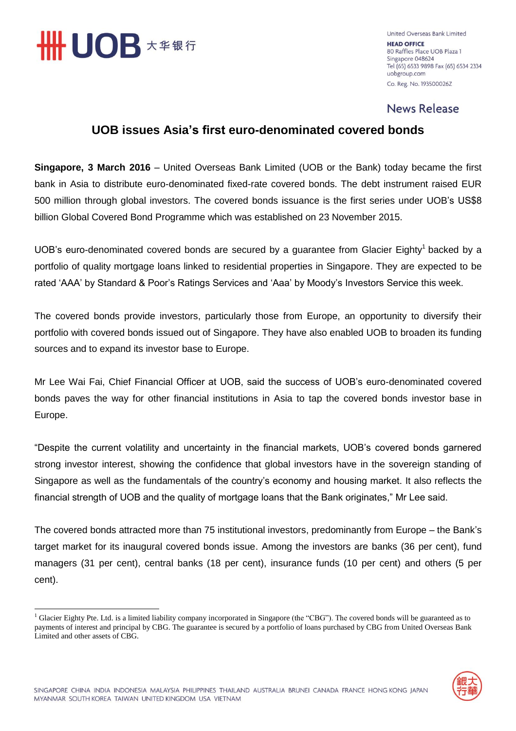United Overseas Bank Limited
**HEAD OFFICE**
80 Raffles Place UOB Plaza 1
Singapore 048624
Tel (65) 6533 9898 Fax (65) 6534 2334
uobgroup.com
Co. Reg. No. 193500026Z

News Release

# UOB issues Asia's first euro-denominated covered bonds

**Singapore, 3 March 2016** – United Overseas Bank Limited (UOB or the Bank) today became the first bank in Asia to distribute euro-denominated fixed-rate covered bonds. The debt instrument raised EUR 500 million through global investors. The covered bonds issuance is the first series under UOB's US$8 billion Global Covered Bond Programme which was established on 23 November 2015.

UOB's euro-denominated covered bonds are secured by a guarantee from Glacier Eighty[1] backed by a portfolio of quality mortgage loans linked to residential properties in Singapore. They are expected to be rated 'AAA' by Standard & Poor's Ratings Services and 'Aaa' by Moody's Investors Service this week.

The covered bonds provide investors, particularly those from Europe, an opportunity to diversify their portfolio with covered bonds issued out of Singapore. They have also enabled UOB to broaden its funding sources and to expand its investor base to Europe.

Mr Lee Wai Fai, Chief Financial Officer at UOB, said the success of UOB's euro-denominated covered bonds paves the way for other financial institutions in Asia to tap the covered bonds investor base in Europe.

"Despite the current volatility and uncertainty in the financial markets, UOB's covered bonds garnered strong investor interest, showing the confidence that global investors have in the sovereign standing of Singapore as well as the fundamentals of the country's economy and housing market. It also reflects the financial strength of UOB and the quality of mortgage loans that the Bank originates," Mr Lee said.

The covered bonds attracted more than 75 institutional investors, predominantly from Europe – the Bank's target market for its inaugural covered bonds issue. Among the investors are banks (36 per cent), fund managers (31 per cent), central banks (18 per cent), insurance funds (10 per cent) and others (5 per cent).

---

[1] Glacier Eighty Pte. Ltd. is a limited liability company incorporated in Singapore (the "CBG"). The covered bonds will be guaranteed as to payments of interest and principal by CBG. The guarantee is secured by a portfolio of loans purchased by CBG from United Overseas Bank Limited and other assets of CBG.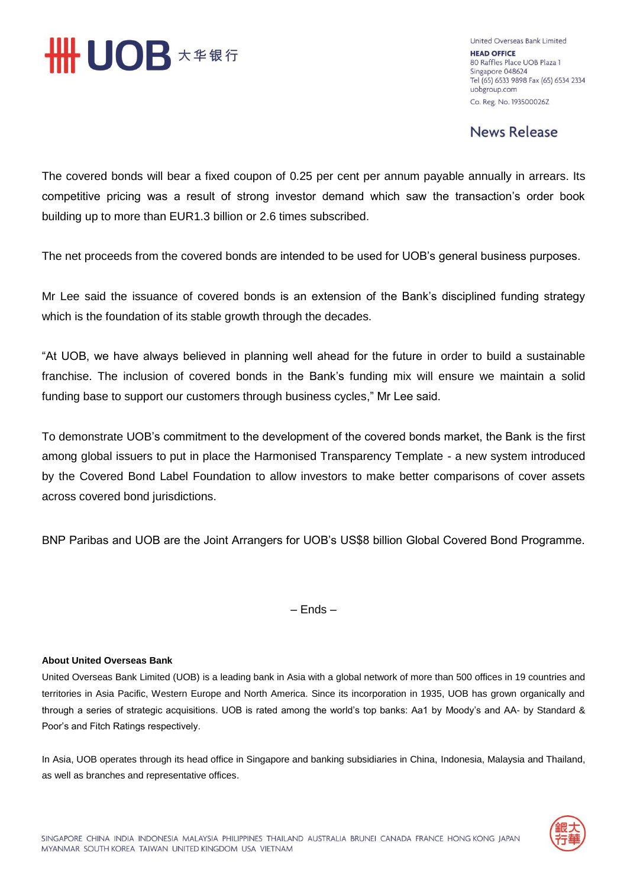The covered bonds will bear a fixed coupon of 0.25 per cent per annum payable annually in arrears. Its competitive pricing was a result of strong investor demand which saw the transaction's order book building up to more than EUR1.3 billion or 2.6 times subscribed.

The net proceeds from the covered bonds are intended to be used for UOB's general business purposes.

Mr Lee said the issuance of covered bonds is an extension of the Bank's disciplined funding strategy which is the foundation of its stable growth through the decades.

"At UOB, we have always believed in planning well ahead for the future in order to build a sustainable franchise. The inclusion of covered bonds in the Bank's funding mix will ensure we maintain a solid funding base to support our customers through business cycles," Mr Lee said.

To demonstrate UOB's commitment to the development of the covered bonds market, the Bank is the first among global issuers to put in place the Harmonised Transparency Template - a new system introduced by the Covered Bond Label Foundation to allow investors to make better comparisons of cover assets across covered bond jurisdictions.

BNP Paribas and UOB are the Joint Arrangers for UOB's US$8 billion Global Covered Bond Programme.

– Ends –

**About United Overseas Bank**

United Overseas Bank Limited (UOB) is a leading bank in Asia with a global network of more than 500 offices in 19 countries and territories in Asia Pacific, Western Europe and North America. Since its incorporation in 1935, UOB has grown organically and through a series of strategic acquisitions. UOB is rated among the world's top banks: Aa1 by Moody's and AA- by Standard & Poor's and Fitch Ratings respectively.

In Asia, UOB operates through its head office in Singapore and banking subsidiaries in China, Indonesia, Malaysia and Thailand, as well as branches and representative offices.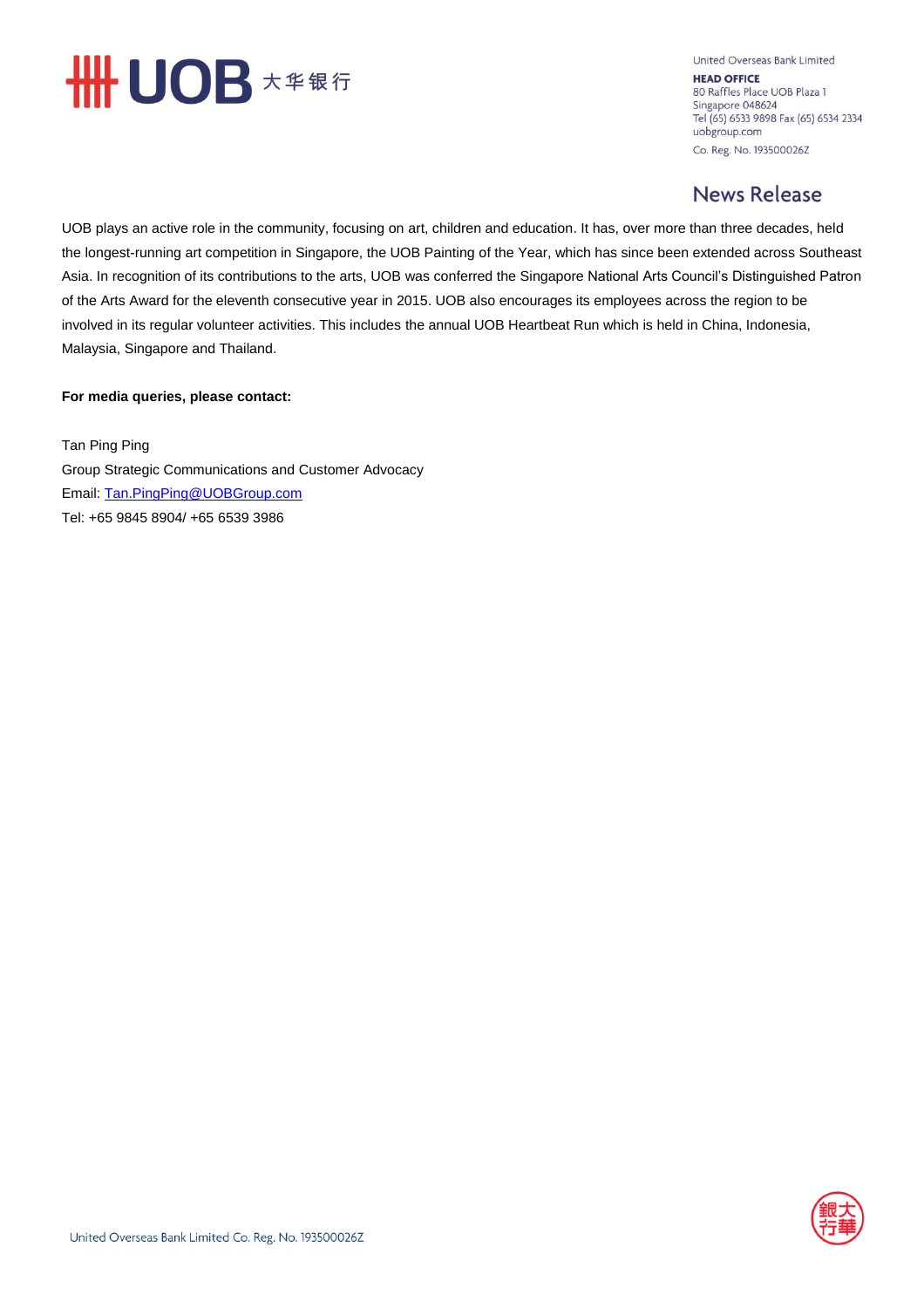UOB plays an active role in the community, focusing on art, children and education. It has, over more than three decades, held the longest-running art competition in Singapore, the UOB Painting of the Year, which has since been extended across Southeast Asia. In recognition of its contributions to the arts, UOB was conferred the Singapore National Arts Council's Distinguished Patron of the Arts Award for the eleventh consecutive year in 2015. UOB also encourages its employees across the region to be involved in its regular volunteer activities. This includes the annual UOB Heartbeat Run which is held in China, Indonesia, Malaysia, Singapore and Thailand.

**For media queries, please contact:**

Tan Ping Ping
Group Strategic Communications and Customer Advocacy
Email: Tan.PingPing@UOBGroup.com
Tel: +65 9845 8904/ +65 6539 3986